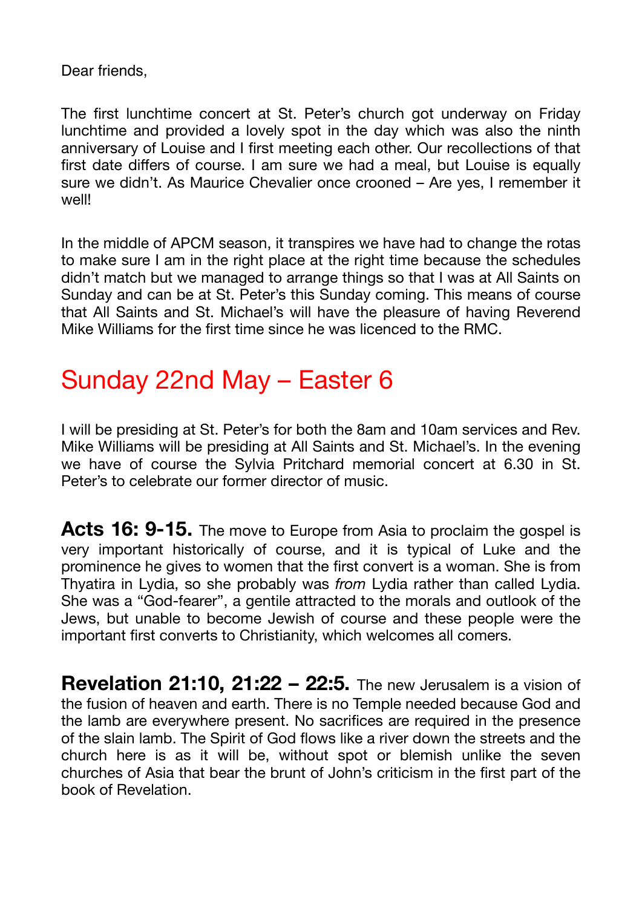Dear friends,

The first lunchtime concert at St. Peter's church got underway on Friday lunchtime and provided a lovely spot in the day which was also the ninth anniversary of Louise and I first meeting each other. Our recollections of that first date differs of course. I am sure we had a meal, but Louise is equally sure we didn't. As Maurice Chevalier once crooned – Are yes, I remember it well!

In the middle of APCM season, it transpires we have had to change the rotas to make sure I am in the right place at the right time because the schedules didn't match but we managed to arrange things so that I was at All Saints on Sunday and can be at St. Peter's this Sunday coming. This means of course that All Saints and St. Michael's will have the pleasure of having Reverend Mike Williams for the first time since he was licenced to the RMC.

## Sunday 22nd May – Easter 6

I will be presiding at St. Peter's for both the 8am and 10am services and Rev. Mike Williams will be presiding at All Saints and St. Michael's. In the evening we have of course the Sylvia Pritchard memorial concert at 6.30 in St. Peter's to celebrate our former director of music.

**Acts 16: 9-15.** The move to Europe from Asia to proclaim the gospel is very important historically of course, and it is typical of Luke and the prominence he gives to women that the first convert is a woman. She is from Thyatira in Lydia, so she probably was *from* Lydia rather than called Lydia. She was a "God-fearer", a gentile attracted to the morals and outlook of the Jews, but unable to become Jewish of course and these people were the important first converts to Christianity, which welcomes all comers.

**Revelation 21:10, 21:22 – 22:5.** The new Jerusalem is a vision of the fusion of heaven and earth. There is no Temple needed because God and the lamb are everywhere present. No sacrifices are required in the presence of the slain lamb. The Spirit of God flows like a river down the streets and the church here is as it will be, without spot or blemish unlike the seven churches of Asia that bear the brunt of John's criticism in the first part of the book of Revelation.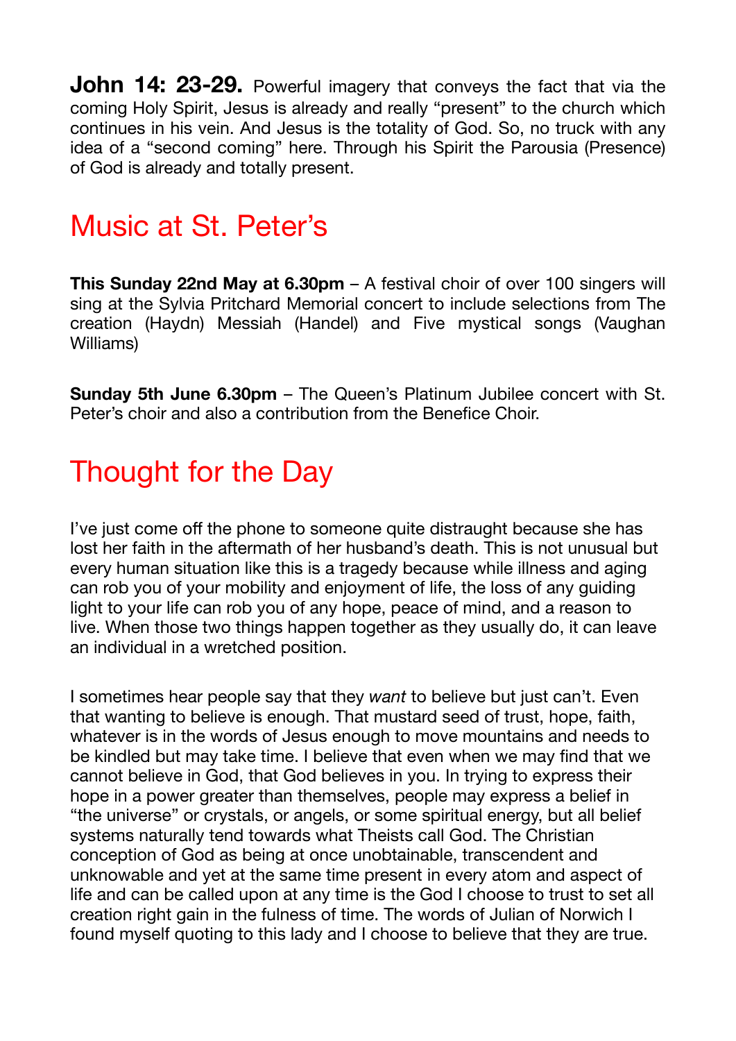**John 14: 23-29.** Powerful imagery that conveys the fact that via the coming Holy Spirit, Jesus is already and really "present" to the church which continues in his vein. And Jesus is the totality of God. So, no truck with any idea of a "second coming" here. Through his Spirit the Parousia (Presence) of God is already and totally present.

## Music at St. Peter's

**This Sunday 22nd May at 6.30pm** – A festival choir of over 100 singers will sing at the Sylvia Pritchard Memorial concert to include selections from The creation (Haydn) Messiah (Handel) and Five mystical songs (Vaughan Williams)

**Sunday 5th June 6.30pm** – The Queen's Platinum Jubilee concert with St. Peter's choir and also a contribution from the Benefice Choir.

## Thought for the Day

I've just come off the phone to someone quite distraught because she has lost her faith in the aftermath of her husband's death. This is not unusual but every human situation like this is a tragedy because while illness and aging can rob you of your mobility and enjoyment of life, the loss of any guiding light to your life can rob you of any hope, peace of mind, and a reason to live. When those two things happen together as they usually do, it can leave an individual in a wretched position.

I sometimes hear people say that they *want* to believe but just can't. Even that wanting to believe is enough. That mustard seed of trust, hope, faith, whatever is in the words of Jesus enough to move mountains and needs to be kindled but may take time. I believe that even when we may find that we cannot believe in God, that God believes in you. In trying to express their hope in a power greater than themselves, people may express a belief in "the universe" or crystals, or angels, or some spiritual energy, but all belief systems naturally tend towards what Theists call God. The Christian conception of God as being at once unobtainable, transcendent and unknowable and yet at the same time present in every atom and aspect of life and can be called upon at any time is the God I choose to trust to set all creation right gain in the fulness of time. The words of Julian of Norwich I found myself quoting to this lady and I choose to believe that they are true.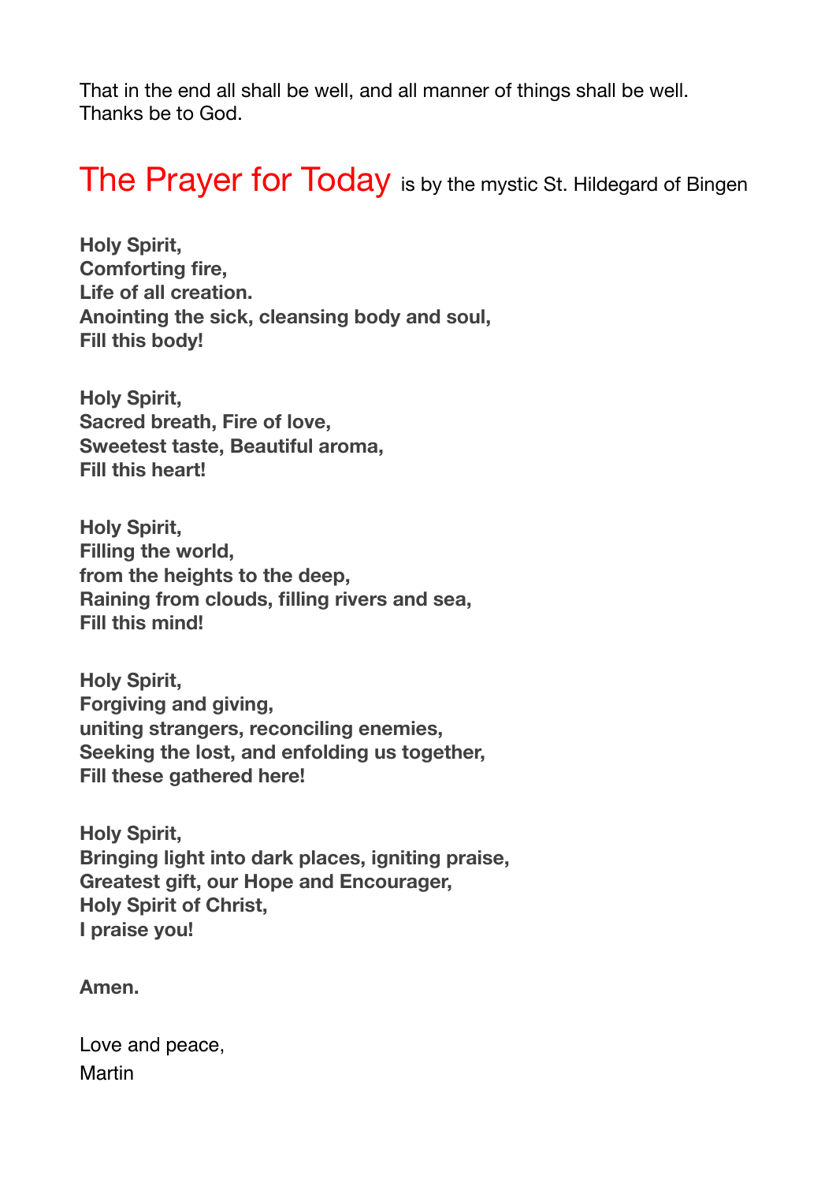That in the end all shall be well, and all manner of things shall be well.
Thanks be to God.

## The Prayer for Today is by the mystic St. Hildegard of Bingen

**Holy Spirit,**
**Comforting fire,**
**Life of all creation.**
**Anointing the sick, cleansing body and soul,**
**Fill this body!**

**Holy Spirit,**
**Sacred breath, Fire of love,**
**Sweetest taste, Beautiful aroma,**
**Fill this heart!**

**Holy Spirit,**
**Filling the world,**
**from the heights to the deep,**
**Raining from clouds, filling rivers and sea,**
**Fill this mind!**

**Holy Spirit,**
**Forgiving and giving,**
**uniting strangers, reconciling enemies,**
**Seeking the lost, and enfolding us together,**
**Fill these gathered here!**

**Holy Spirit,**
**Bringing light into dark places, igniting praise,**
**Greatest gift, our Hope and Encourager,**
**Holy Spirit of Christ,**
**I praise you!**

**Amen.**

Love and peace,
Martin